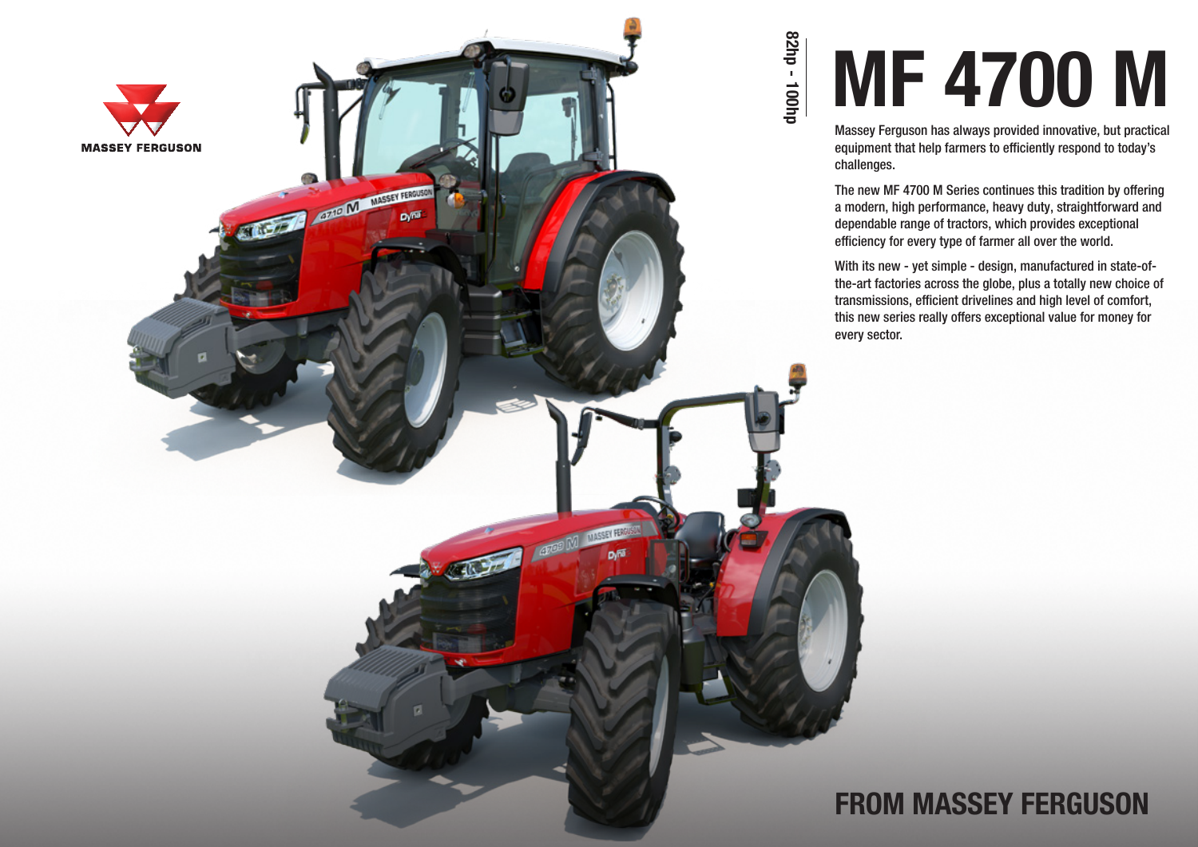MASSEY FERGUSON

82hp - 100hp

# MF 4700 M

Massey Ferguson has always provided innovative, but practical equipment that help farmers to efficiently respond to today's challenges.

The new MF 4700 M Series continues this tradition by offering a modern, high performance, heavy duty, straightforward and dependable range of tractors, which provides exceptional efficiency for every type of farmer all over the world.

With its new - yet simple - design, manufactured in state-of-the-art factories across the globe, plus a totally new choice of transmissions, efficient drivelines and high level of comfort, this new series really offers exceptional value for money for every sector.

## FROM MASSEY FERGUSON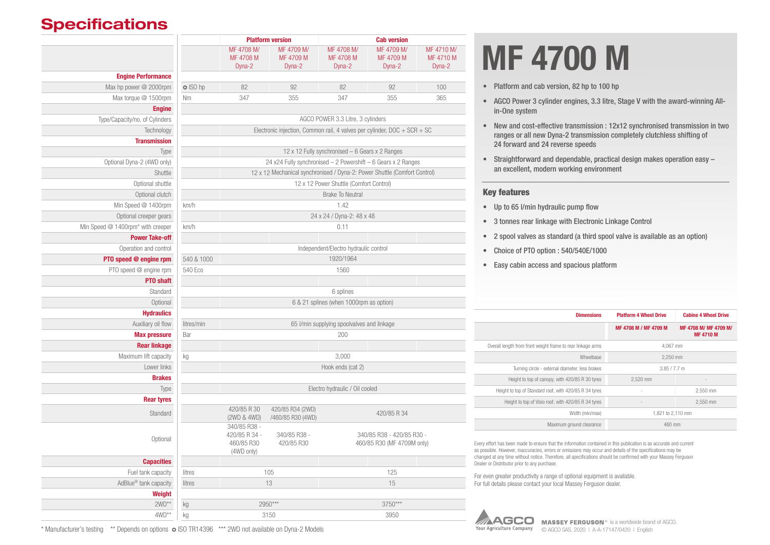# Specifications

| | | Platform version | | Cab version | | |
|---|---|---|---|---|---|---|
| | | MF 4708 M/ MF 4708 M Dyna-2 | MF 4709 M/ MF 4709 M Dyna-2 | MF 4708 M/ MF 4708 M Dyna-2 | MF 4709 M/ MF 4709 M Dyna-2 | MF 4710 M/ MF 4710 M Dyna-2 |
| **Engine Performance** | | | | | | |
| Max hp power @ 2000rpm | ✪ ISO hp | 82 | 92 | 82 | 92 | 100 |
| Max torque @ 1500rpm | Nm | 347 | 355 | 347 | 355 | 365 |
| **Engine** | | | | | | |
| Type/Capacity/no. of Cylinders | | AGCO POWER 3.3 Litre, 3 cylinders | | | | |
| Technology | | Electronic injection, Common rail, 4 valves per cylinder, DOC + SCR + SC | | | | |
| **Transmission** | | | | | | |
| Type | | 12 x 12 Fully synchronised – 6 Gears x 2 Ranges | | | | |
| Optional Dyna-2 (4WD only) | | 24 x24 Fully synchronised – 2 Powershift – 6 Gears x 2 Ranges | | | | |
| Shuttle | | 12 x 12 Mechanical synchronised / Dyna-2: Power Shuttle (Comfort Control) | | | | |
| Optional shuttle | | 12 x 12 Power Shuttle (Comfort Control) | | | | |
| Optional clutch | | Brake To Neutral | | | | |
| Min Speed @ 1400rpm | km/h | 1.42 | | | | |
| Optional creeper gears | | 24 x 24 / Dyna-2: 48 x 48 | | | | |
| Min Speed @ 1400rpm* with creeper | km/h | 0.11 | | | | |
| **Power Take-off** | | | | | | |
| Operation and control | | Independent/Electro hydraulic control | | | | |
| **PTO speed @ engine rpm** | 540 & 1000 | 1920/1964 | | | | |
| PTO speed @ engine rpm | 540 Eco | 1560 | | | | |
| **PTO shaft** | | | | | | |
| Standard | | 6 splines | | | | |
| Optional | | 6 & 21 splines (when 1000rpm as option) | | | | |
| **Hydraulics** | | | | | | |
| Auxiliary oil flow | litres/min | 65 l/min supplying spoolvalves and linkage | | | | |
| **Max pressure** | Bar | 200 | | | | |
| **Rear linkage** | | | | | | |
| Maximum lift capacity | kg | 3,000 | | | | |
| Lower links | | Hook ends (cat 2) | | | | |
| **Brakes** | | | | | | |
| Type | | Electro hydraulic / Oil cooled | | | | |
| **Rear tyres** | | | | | | |
| Standard | | 420/85 R 30 (2WD & 4WD) | 420/85 R34 (2WD) /460/85 R30 (4WD) | 420/85 R 34 | | |
| Optional | | 340/85 R38 - 420/85 R 34 - 460/85 R30 (4WD only) | 340/85 R38 - 420/85 R30 | 340/85 R38 - 420/85 R30 - 460/85 R30 (MF 4709M only) | | |
| **Capacities** | | | | | | |
| Fuel tank capacity | litres | 105 | | 125 | | |
| AdBlue® tank capacity | litres | 13 | | 15 | | |
| **Weight** | | | | | | |
| 2WD** | kg | 2950*** | | 3750*** | | |
| 4WD** | kg | 3150 | | 3950 | | |

\* Manufacturer's testing  ** Depends on options  ✪ ISO TR14396  *** 2WD not available on Dyna-2 Models

# MF 4700 M

- Platform and cab version, 82 hp to 100 hp
- AGCO Power 3 cylinder engines, 3.3 litre, Stage V with the award-winning All-in-One system
- New and cost-effective transmission : 12x12 synchronised transmission in two ranges or all new Dyna-2 transmission completely clutchless shifting of 24 forward and 24 reverse speeds
- Straightforward and dependable, practical design makes operation easy – an excellent, modern working environment

## Key features

- Up to 65 l/min hydraulic pump flow
- 3 tonnes rear linkage with Electronic Linkage Control
- 2 spool valves as standard (a third spool valve is available as an option)
- Choice of PTO option : 540/540E/1000
- Easy cabin access and spacious platform

| Dimensions | Platform 4 Wheel Drive | Cabine 4 Wheel Drive |
|---|---|---|
| | MF 4708 M / MF 4709 M | MF 4708 M/ MF 4709 M/ MF 4710 M |
| Overall length from front weight frame to rear linkage arms | 4,067 mm | |
| Wheelbase | 2,250 mm | |
| Turning circle - external diameter, less brakes | 3.85 / 7.7 m | |
| Height to top of canopy, with 420/85 R 30 tyres | 2,520 mm | - |
| Height to top of Standard roof, with 420/85 R 34 tyres | - | 2,550 mm |
| Height to top of Visio roof, with 420/85 R 34 tyres | - | 2,550 mm |
| Width (min/max) | 1,821 to 2,110 mm | |
| Maximum ground clearance | 460 mm | |

Every effort has been made to ensure that the information contained in this publication is as accurate and current as possible. However, inaccuracies, errors or omissions may occur and details of the specifications may be changed at any time without notice. Therefore, all specifications should be confirmed with your Massey Ferguson Dealer or Distributor prior to any purchase.

For even greater productivity a range of optional equipment is available.
For full details please contact your local Massey Ferguson dealer.

AGCO Your Agriculture Company

MASSEY FERGUSON® is a worldwide brand of AGCO.
© AGCO SAS. 2020 | A-A-17147/0420 | English